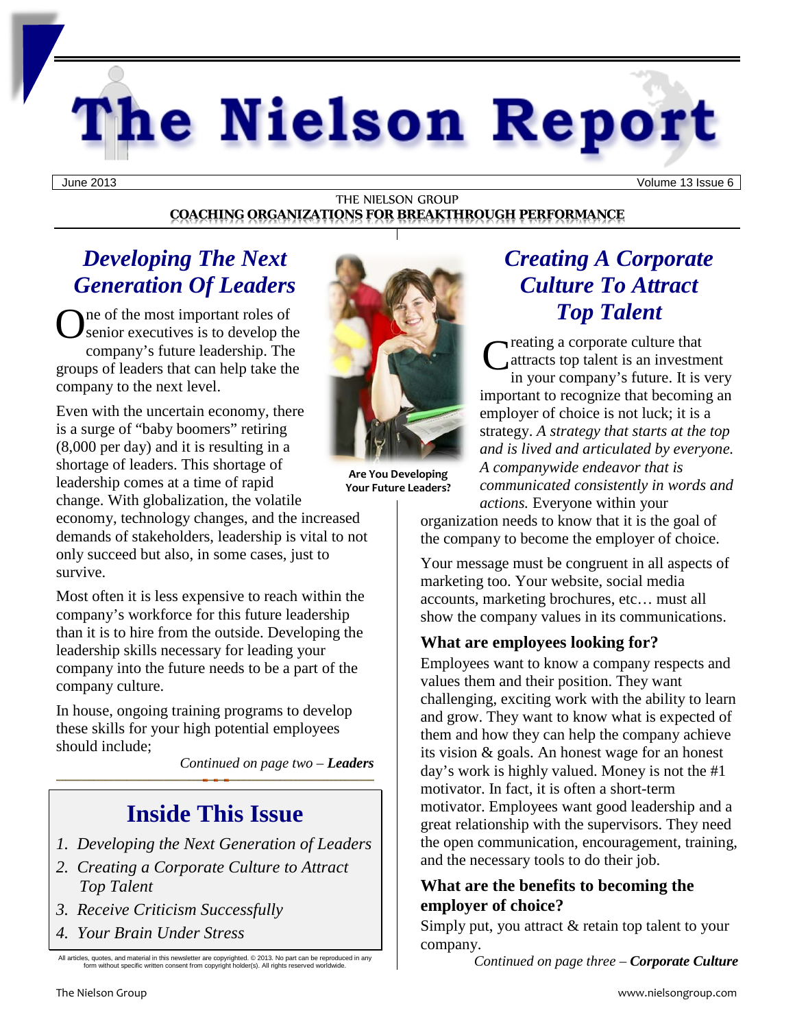# The Nielson Report

June 2013 | Volume 13 Issue 6

THE NIELSON GROUP
**COACHING ORGANIZATIONS FOR BREAKTHROUGH PERFORMANCE**

## *Developing The Next Generation Of Leaders*

One of the most important roles of senior executives is to develop the company's future leadership. The groups of leaders that can help take the company to the next level.

Even with the uncertain economy, there is a surge of "baby boomers" retiring (8,000 per day) and it is resulting in a shortage of leaders. This shortage of leadership comes at a time of rapid change. With globalization, the volatile economy, technology changes, and the increased demands of stakeholders, leadership is vital to not only succeed but also, in some cases, just to survive.

Most often it is less expensive to reach within the company's workforce for this future leadership than it is to hire from the outside. Developing the leadership skills necessary for leading your company into the future needs to be a part of the company culture.

In house, ongoing training programs to develop these skills for your high potential employees should include;

*Continued on page two –* ***Leaders***

**Are You Developing Your Future Leaders?**

## *Creating A Corporate Culture To Attract Top Talent*

Creating a corporate culture that attracts top talent is an investment in your company's future. It is very important to recognize that becoming an employer of choice is not luck; it is a strategy. *A strategy that starts at the top and is lived and articulated by everyone. A companywide endeavor that is communicated consistently in words and actions.* Everyone within your organization needs to know that it is the goal of the company to become the employer of choice.

Your message must be congruent in all aspects of marketing too. Your website, social media accounts, marketing brochures, etc… must all show the company values in its communications.

### What are employees looking for?

Employees want to know a company respects and values them and their position. They want challenging, exciting work with the ability to learn and grow. They want to know what is expected of them and how they can help the company achieve its vision & goals. An honest wage for an honest day's work is highly valued. Money is not the #1 motivator. In fact, it is often a short-term motivator. Employees want good leadership and a great relationship with the supervisors. They need the open communication, encouragement, training, and the necessary tools to do their job.

### What are the benefits to becoming the employer of choice?

Simply put, you attract & retain top talent to your company.

*Continued on page three –* ***Corporate Culture***

## Inside This Issue

1. *Developing the Next Generation of Leaders*
2. *Creating a Corporate Culture to Attract Top Talent*
3. *Receive Criticism Successfully*
4. *Your Brain Under Stress*

All articles, quotes, and material in this newsletter are copyrighted. © 2013. No part can be reproduced in any form without specific written consent from copyright holder(s). All rights reserved worldwide.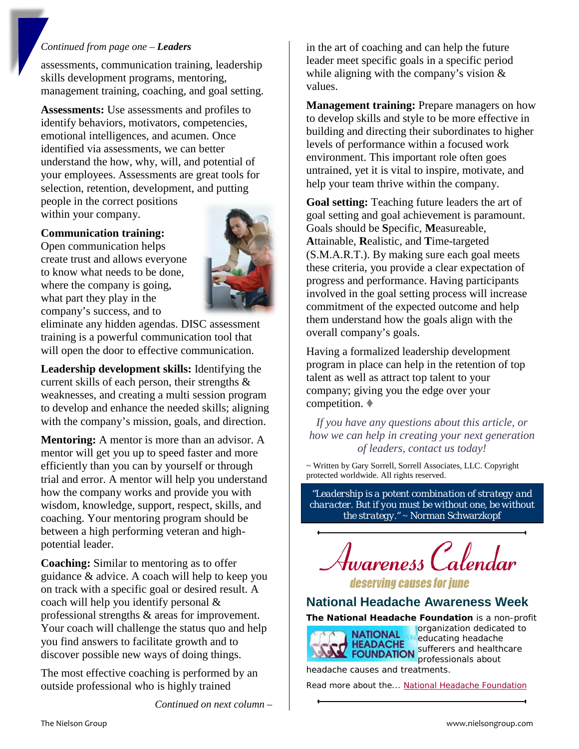*Continued from page one – **Leaders***

assessments, communication training, leadership skills development programs, mentoring, management training, coaching, and goal setting.

**Assessments:** Use assessments and profiles to identify behaviors, motivators, competencies, emotional intelligences, and acumen. Once identified via assessments, we can better understand the how, why, will, and potential of your employees. Assessments are great tools for selection, retention, development, and putting people in the correct positions within your company.

**Communication training:** Open communication helps create trust and allows everyone to know what needs to be done, where the company is going, what part they play in the company's success, and to eliminate any hidden agendas. DISC assessment training is a powerful communication tool that will open the door to effective communication.

**Leadership development skills:** Identifying the current skills of each person, their strengths & weaknesses, and creating a multi session program to develop and enhance the needed skills; aligning with the company's mission, goals, and direction.

**Mentoring:** A mentor is more than an advisor. A mentor will get you up to speed faster and more efficiently than you can by yourself or through trial and error. A mentor will help you understand how the company works and provide you with wisdom, knowledge, support, respect, skills, and coaching. Your mentoring program should be between a high performing veteran and high-potential leader.

**Coaching:** Similar to mentoring as to offer guidance & advice. A coach will help to keep you on track with a specific goal or desired result. A coach will help you identify personal & professional strengths & areas for improvement. Your coach will challenge the status quo and help you find answers to facilitate growth and to discover possible new ways of doing things.

The most effective coaching is performed by an outside professional who is highly trained in the art of coaching and can help the future leader meet specific goals in a specific period while aligning with the company's vision & values.

**Management training:** Prepare managers on how to develop skills and style to be more effective in building and directing their subordinates to higher levels of performance within a focused work environment. This important role often goes untrained, yet it is vital to inspire, motivate, and help your team thrive within the company.

**Goal setting:** Teaching future leaders the art of goal setting and goal achievement is paramount. Goals should be **S**pecific, **M**easureable, **A**ttainable, **R**ealistic, and **T**ime-targeted (S.M.A.R.T.). By making sure each goal meets these criteria, you provide a clear expectation of progress and performance. Having participants involved in the goal setting process will increase commitment of the expected outcome and help them understand how the goals align with the overall company's goals.

Having a formalized leadership development program in place can help in the retention of top talent as well as attract top talent to your company; giving you the edge over your competition. ♦

*If you have any questions about this article, or how we can help in creating your next generation of leaders, contact us today!*

~ Written by Gary Sorrell, Sorrell Associates, LLC. Copyright protected worldwide. All rights reserved.

*"Leadership is a potent combination of strategy and character. But if you must be without one, be without the strategy." ~ Norman Schwarzkopf*

# Awareness Calendar

*deserving causes for june*

## National Headache Awareness Week

**The National Headache Foundation** is a non-profit organization dedicated to educating headache sufferers and healthcare professionals about headache causes and treatments.

Read more about the... National Headache Foundation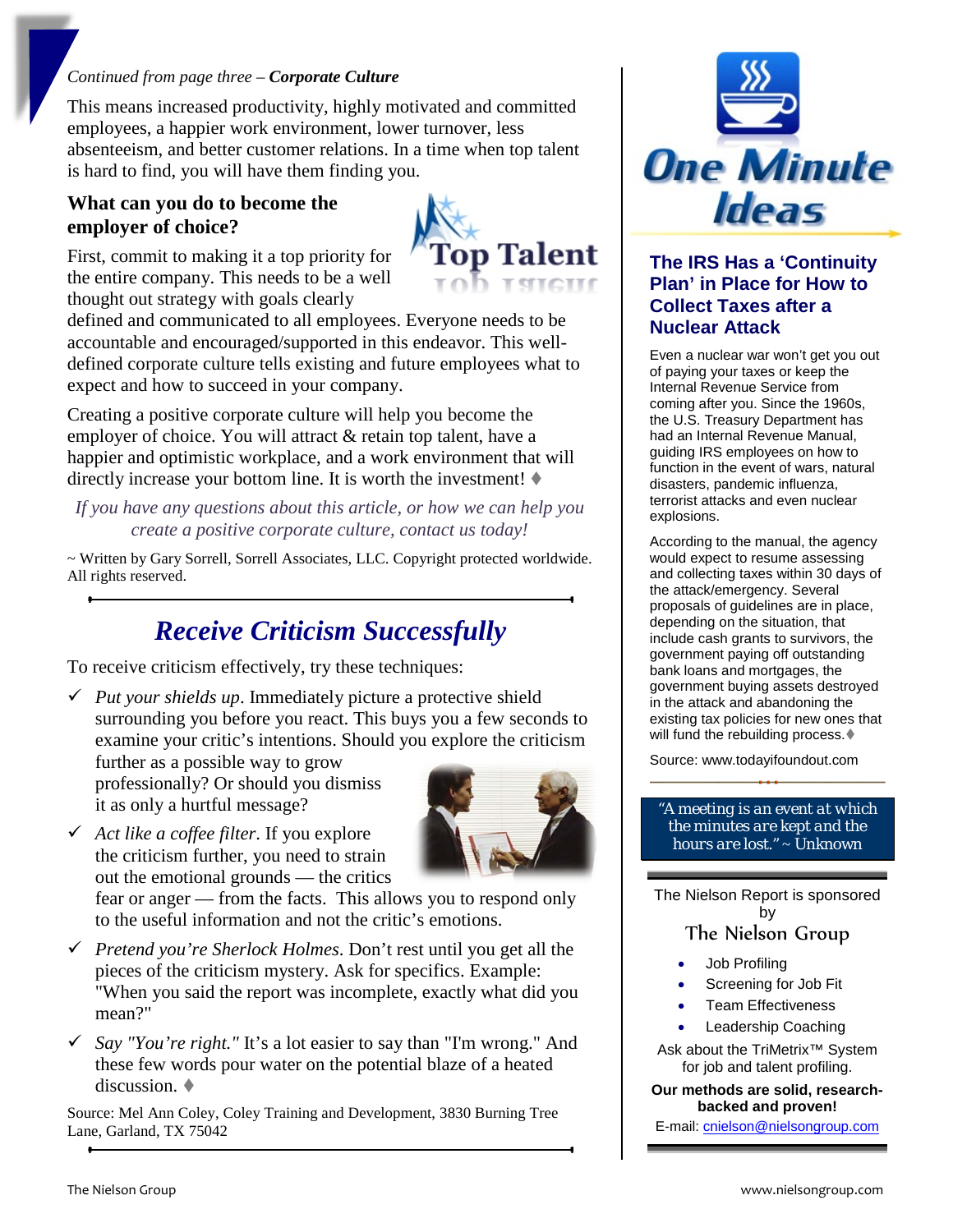*Continued from page three – **Corporate Culture***

This means increased productivity, highly motivated and committed employees, a happier work environment, lower turnover, less absenteeism, and better customer relations. In a time when top talent is hard to find, you will have them finding you.

**What can you do to become the employer of choice?**

First, commit to making it a top priority for the entire company. This needs to be a well thought out strategy with goals clearly defined and communicated to all employees. Everyone needs to be accountable and encouraged/supported in this endeavor. This well-defined corporate culture tells existing and future employees what to expect and how to succeed in your company.

Creating a positive corporate culture will help you become the employer of choice. You will attract & retain top talent, have a happier and optimistic workplace, and a work environment that will directly increase your bottom line. It is worth the investment! ♦

*If you have any questions about this article, or how we can help you create a positive corporate culture, contact us today!*

~ Written by Gary Sorrell, Sorrell Associates, LLC. Copyright protected worldwide. All rights reserved.

## *Receive Criticism Successfully*

To receive criticism effectively, try these techniques:

- ✓ *Put your shields up*. Immediately picture a protective shield surrounding you before you react. This buys you a few seconds to examine your critic's intentions. Should you explore the criticism further as a possible way to grow professionally? Or should you dismiss it as only a hurtful message?
- ✓ *Act like a coffee filter*. If you explore the criticism further, you need to strain out the emotional grounds — the critics fear or anger — from the facts. This allows you to respond only to the useful information and not the critic's emotions.
- ✓ *Pretend you're Sherlock Holmes*. Don't rest until you get all the pieces of the criticism mystery. Ask for specifics. Example: "When you said the report was incomplete, exactly what did you mean?"
- ✓ *Say "You're right."* It's a lot easier to say than "I'm wrong." And these few words pour water on the potential blaze of a heated discussion. ♦

Source: Mel Ann Coley, Coley Training and Development, 3830 Burning Tree Lane, Garland, TX 75042

## One Minute Ideas

### The IRS Has a 'Continuity Plan' in Place for How to Collect Taxes after a Nuclear Attack

Even a nuclear war won't get you out of paying your taxes or keep the Internal Revenue Service from coming after you. Since the 1960s, the U.S. Treasury Department has had an Internal Revenue Manual, guiding IRS employees on how to function in the event of wars, natural disasters, pandemic influenza, terrorist attacks and even nuclear explosions.

According to the manual, the agency would expect to resume assessing and collecting taxes within 30 days of the attack/emergency. Several proposals of guidelines are in place, depending on the situation, that include cash grants to survivors, the government paying off outstanding bank loans and mortgages, the government buying assets destroyed in the attack and abandoning the existing tax policies for new ones that will fund the rebuilding process. ♦

Source: www.todayifoundout.com

*"A meeting is an event at which the minutes are kept and the hours are lost." ~ Unknown*

The Nielson Report is sponsored by

**The Nielson Group**

- Job Profiling
- Screening for Job Fit
- Team Effectiveness
- Leadership Coaching

Ask about the TriMetrix™ System for job and talent profiling.

**Our methods are solid, research-backed and proven!**

E-mail: cnielson@nielsongroup.com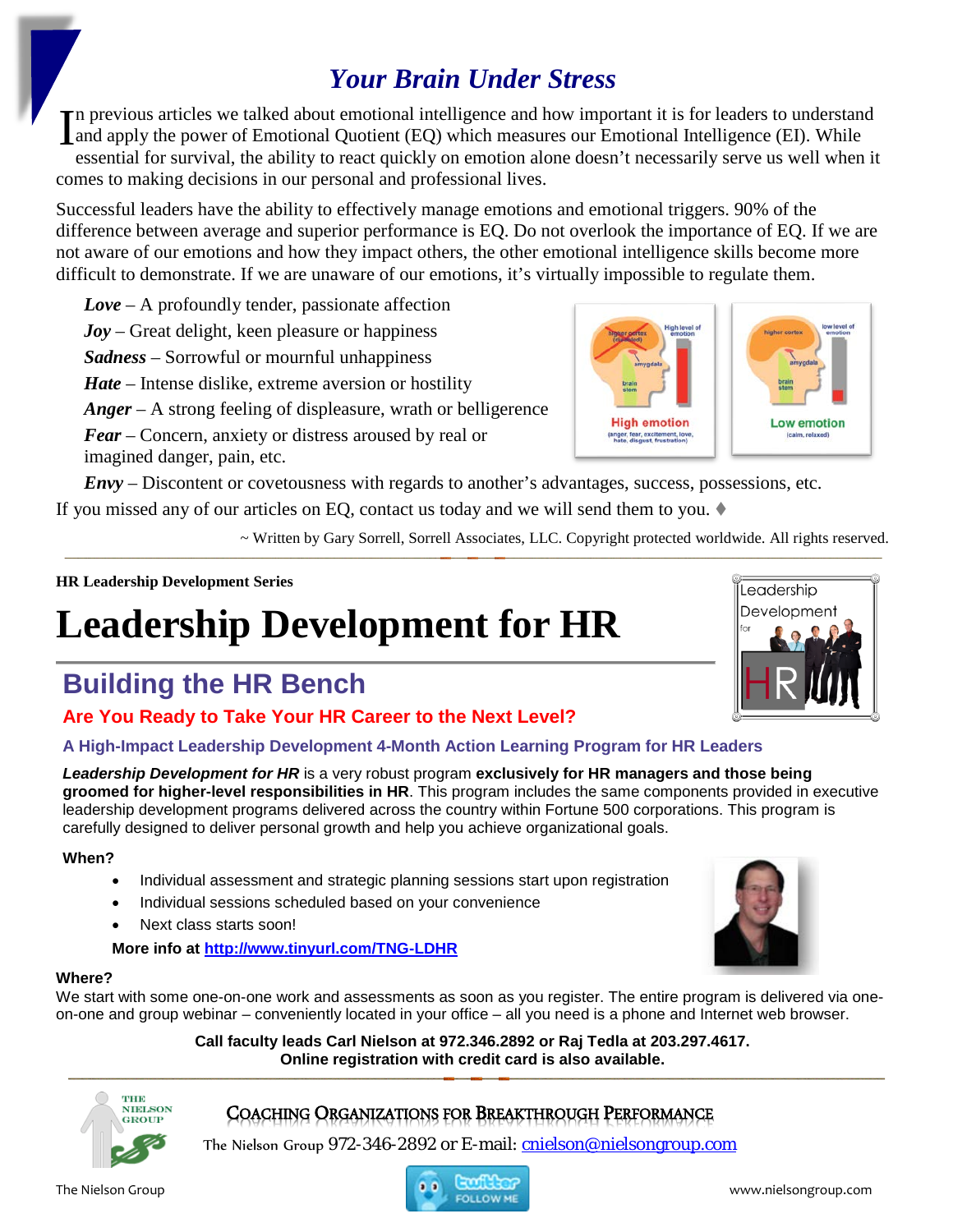# *Your Brain Under Stress*

In previous articles we talked about emotional intelligence and how important it is for leaders to understand and apply the power of Emotional Quotient (EQ) which measures our Emotional Intelligence (EI). While essential for survival, the ability to react quickly on emotion alone doesn't necessarily serve us well when it comes to making decisions in our personal and professional lives.

Successful leaders have the ability to effectively manage emotions and emotional triggers. 90% of the difference between average and superior performance is EQ. Do not overlook the importance of EQ. If we are not aware of our emotions and how they impact others, the other emotional intelligence skills become more difficult to demonstrate. If we are unaware of our emotions, it's virtually impossible to regulate them.

*Love* – A profoundly tender, passionate affection

*Joy* – Great delight, keen pleasure or happiness

*Sadness* – Sorrowful or mournful unhappiness

*Hate* – Intense dislike, extreme aversion or hostility

*Anger* – A strong feeling of displeasure, wrath or belligerence

*Fear* – Concern, anxiety or distress aroused by real or imagined danger, pain, etc.

*Envy* – Discontent or covetousness with regards to another's advantages, success, possessions, etc.

higher cortex (disabled)
High level of emotion
amygdala
brain stem
High emotion
(anger, fear, excitement, love, hate, disgust, frustration)

higher cortex
low level of emotion
amygdala
brain stem
Low emotion
(calm, relaxed)

If you missed any of our articles on EQ, contact us today and we will send them to you. ♦

~ Written by Gary Sorrell, Sorrell Associates, LLC. Copyright protected worldwide. All rights reserved.

---

**HR Leadership Development Series**

# Leadership Development for HR

## Building the HR Bench

### Are You Ready to Take Your HR Career to the Next Level?

#### A High-Impact Leadership Development 4-Month Action Learning Program for HR Leaders

***Leadership Development for HR*** is a very robust program **exclusively for HR managers and those being groomed for higher-level responsibilities in HR**. This program includes the same components provided in executive leadership development programs delivered across the country within Fortune 500 corporations. This program is carefully designed to deliver personal growth and help you achieve organizational goals.

**When?**

- Individual assessment and strategic planning sessions start upon registration
- Individual sessions scheduled based on your convenience
- Next class starts soon!

**More info at http://www.tinyurl.com/TNG-LDHR**

**Where?**

We start with some one-on-one work and assessments as soon as you register. The entire program is delivered via one-on-one and group webinar – conveniently located in your office – all you need is a phone and Internet web browser.

**Call faculty leads Carl Nielson at 972.346.2892 or Raj Tedla at 203.297.4617.**
**Online registration with credit card is also available.**

---

COACHING ORGANIZATIONS FOR BREAKTHROUGH PERFORMANCE

The Nielson Group 972-346-2892 or E-mail: cnielson@nielsongroup.com

The Nielson Group — www.nielsongroup.com